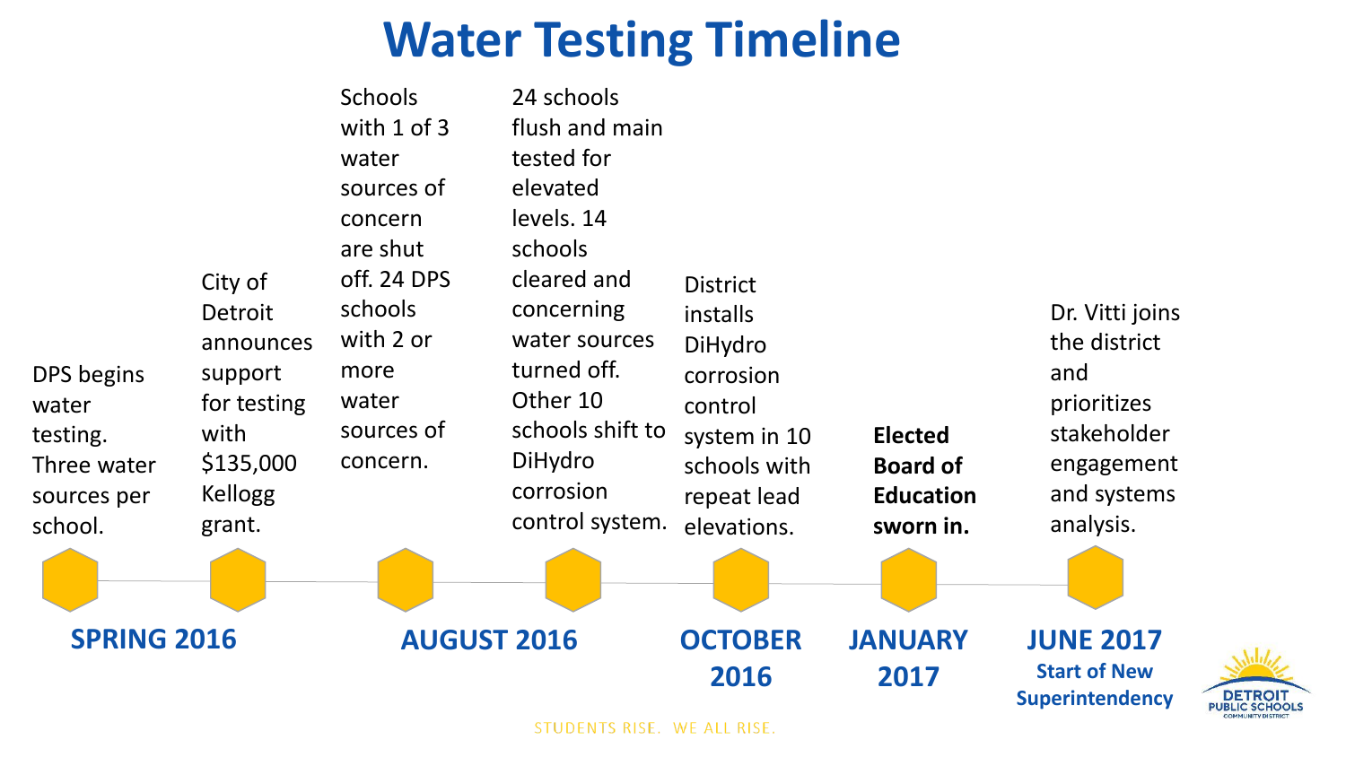# Water Testing Timeline

**SPRING 2016**

- DPS begins water testing. Three water sources per school.
- City of Detroit announces support for testing with $135,000 Kellogg grant.

**AUGUST 2016**

- Schools with 1 of 3 water sources of concern are shut off. 24 DPS schools with 2 or more water sources of concern.
- 24 schools flush and main tested for elevated levels. 14 schools cleared and concerning water sources turned off. Other 10 schools shift to DiHydro corrosion control system.

**OCTOBER 2016**

- District installs DiHydro corrosion control system in 10 schools with repeat lead elevations.

**JANUARY 2017**

- **Elected Board of Education sworn in.**

**JUNE 2017**
**Start of New Superintendency**

- Dr. Vitti joins the district and prioritizes stakeholder engagement and systems analysis.

STUDENTS RISE. WE ALL RISE.

DETROIT PUBLIC SCHOOLS COMMUNITY DISTRICT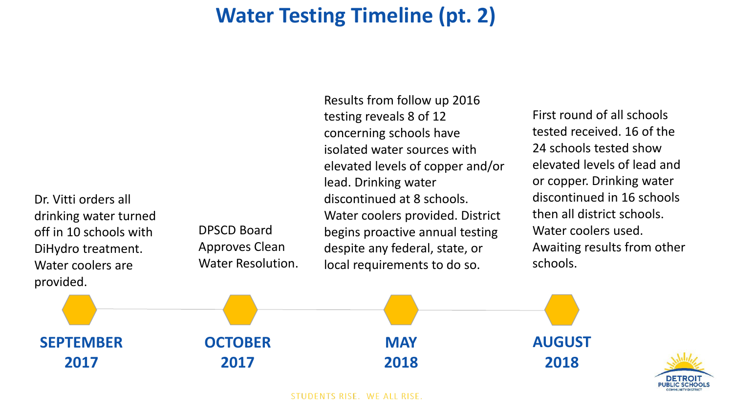# Water Testing Timeline (pt. 2)

**SEPTEMBER 2017**

Dr. Vitti orders all drinking water turned off in 10 schools with DiHydro treatment. Water coolers are provided.

**OCTOBER 2017**

DPSCD Board Approves Clean Water Resolution.

**MAY 2018**

Results from follow up 2016 testing reveals 8 of 12 concerning schools have isolated water sources with elevated levels of copper and/or lead. Drinking water discontinued at 8 schools. Water coolers provided. District begins proactive annual testing despite any federal, state, or local requirements to do so.

**AUGUST 2018**

First round of all schools tested received. 16 of the 24 schools tested show elevated levels of lead and or copper. Drinking water discontinued in 16 schools then all district schools. Water coolers used. Awaiting results from other schools.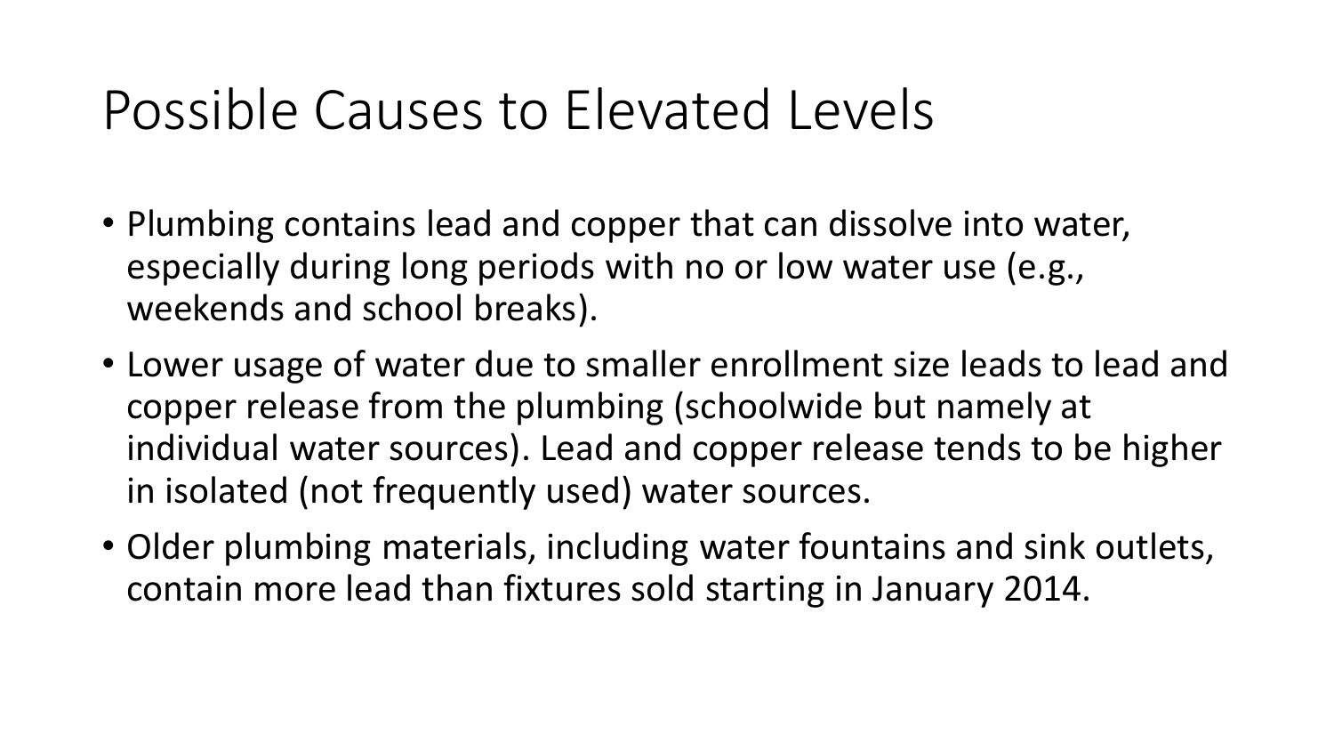# Possible Causes to Elevated Levels

- Plumbing contains lead and copper that can dissolve into water, especially during long periods with no or low water use (e.g., weekends and school breaks).
- Lower usage of water due to smaller enrollment size leads to lead and copper release from the plumbing (schoolwide but namely at individual water sources). Lead and copper release tends to be higher in isolated (not frequently used) water sources.
- Older plumbing materials, including water fountains and sink outlets, contain more lead than fixtures sold starting in January 2014.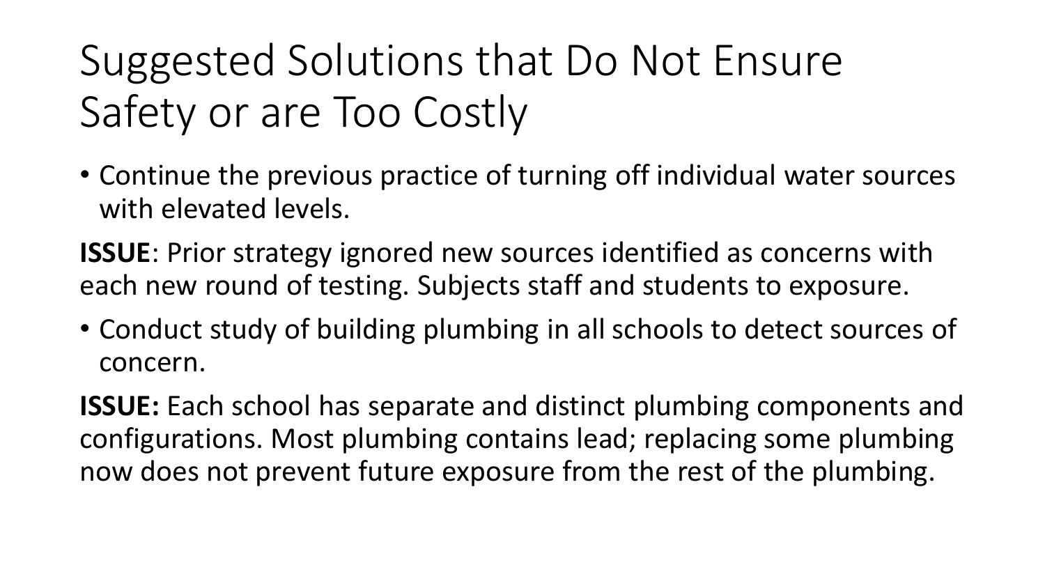# Suggested Solutions that Do Not Ensure Safety or are Too Costly

- Continue the previous practice of turning off individual water sources with elevated levels.

**ISSUE**: Prior strategy ignored new sources identified as concerns with each new round of testing. Subjects staff and students to exposure.

- Conduct study of building plumbing in all schools to detect sources of concern.

**ISSUE:** Each school has separate and distinct plumbing components and configurations. Most plumbing contains lead; replacing some plumbing now does not prevent future exposure from the rest of the plumbing.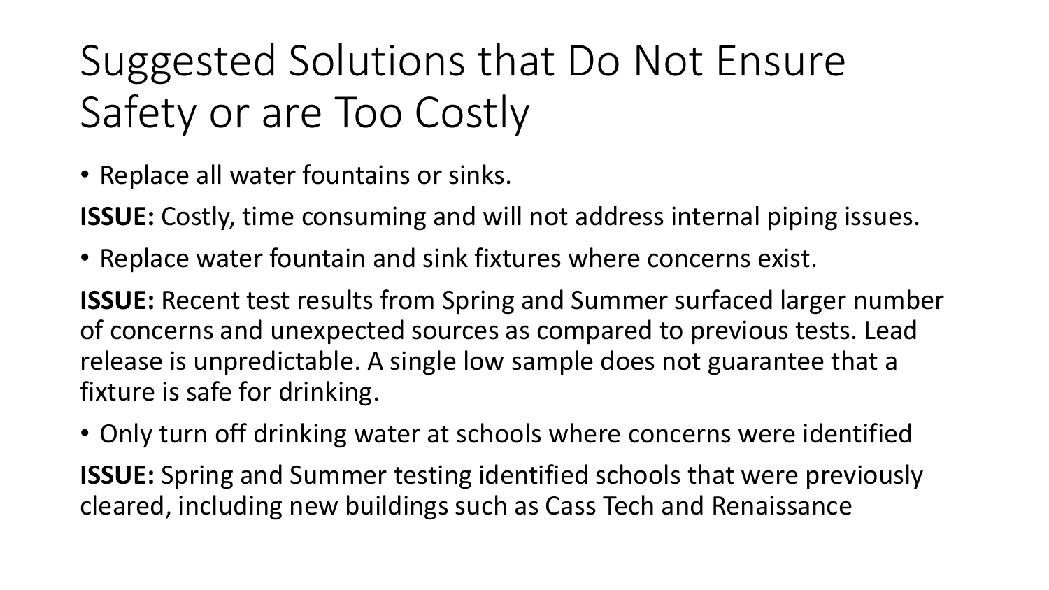# Suggested Solutions that Do Not Ensure Safety or are Too Costly

- Replace all water fountains or sinks.

**ISSUE:** Costly, time consuming and will not address internal piping issues.

- Replace water fountain and sink fixtures where concerns exist.

**ISSUE:** Recent test results from Spring and Summer surfaced larger number of concerns and unexpected sources as compared to previous tests. Lead release is unpredictable. A single low sample does not guarantee that a fixture is safe for drinking.

- Only turn off drinking water at schools where concerns were identified

**ISSUE:** Spring and Summer testing identified schools that were previously cleared, including new buildings such as Cass Tech and Renaissance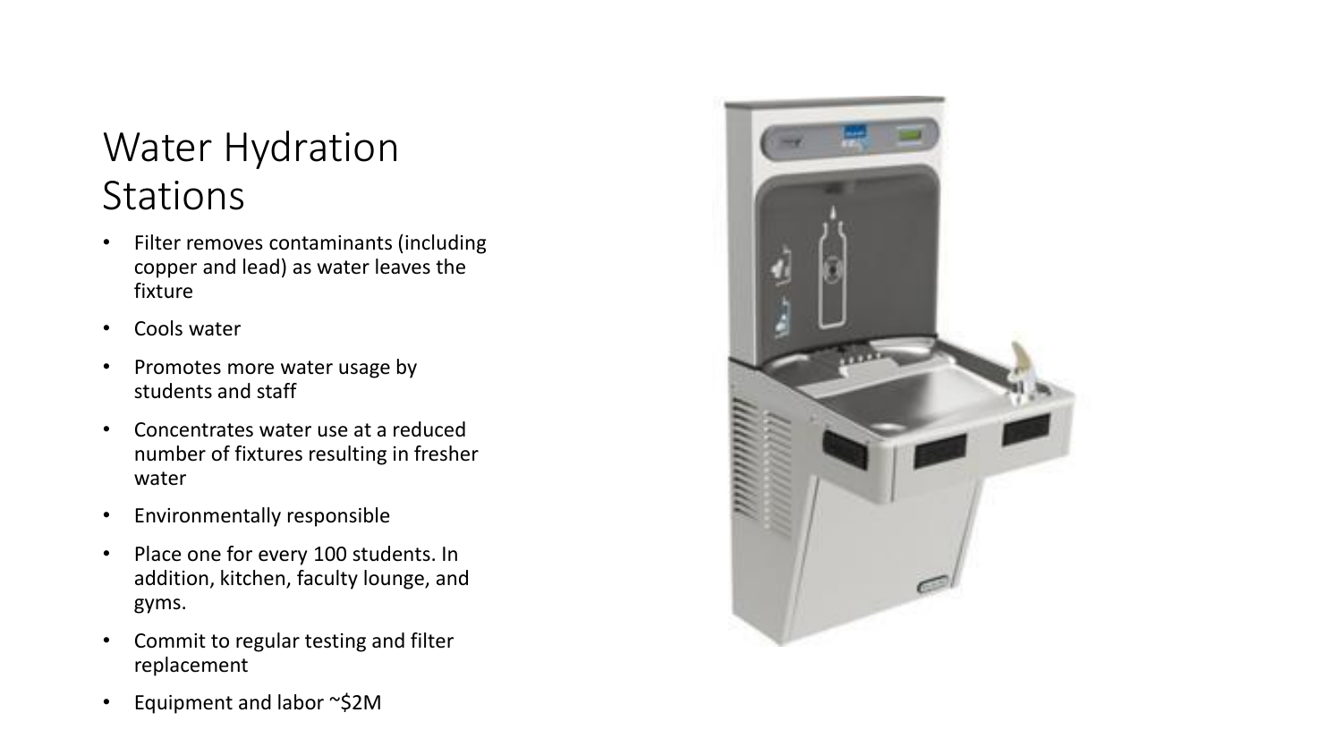# Water Hydration Stations

- Filter removes contaminants (including copper and lead) as water leaves the fixture
- Cools water
- Promotes more water usage by students and staff
- Concentrates water use at a reduced number of fixtures resulting in fresher water
- Environmentally responsible
- Place one for every 100 students. In addition, kitchen, faculty lounge, and gyms.
- Commit to regular testing and filter replacement
- Equipment and labor ~$2M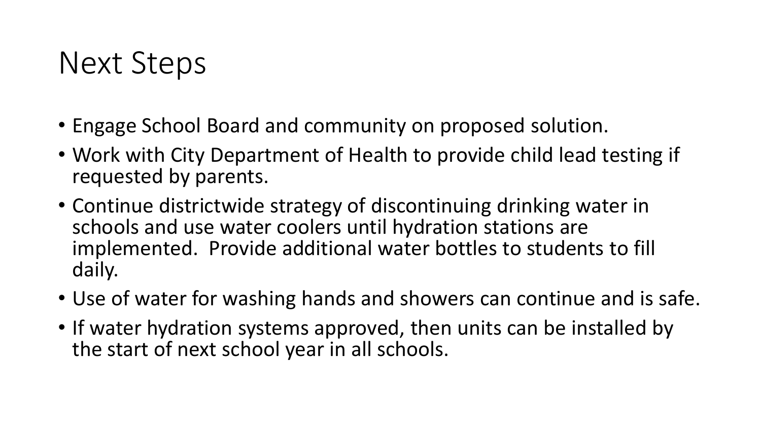# Next Steps

- Engage School Board and community on proposed solution.
- Work with City Department of Health to provide child lead testing if requested by parents.
- Continue districtwide strategy of discontinuing drinking water in schools and use water coolers until hydration stations are implemented. Provide additional water bottles to students to fill daily.
- Use of water for washing hands and showers can continue and is safe.
- If water hydration systems approved, then units can be installed by the start of next school year in all schools.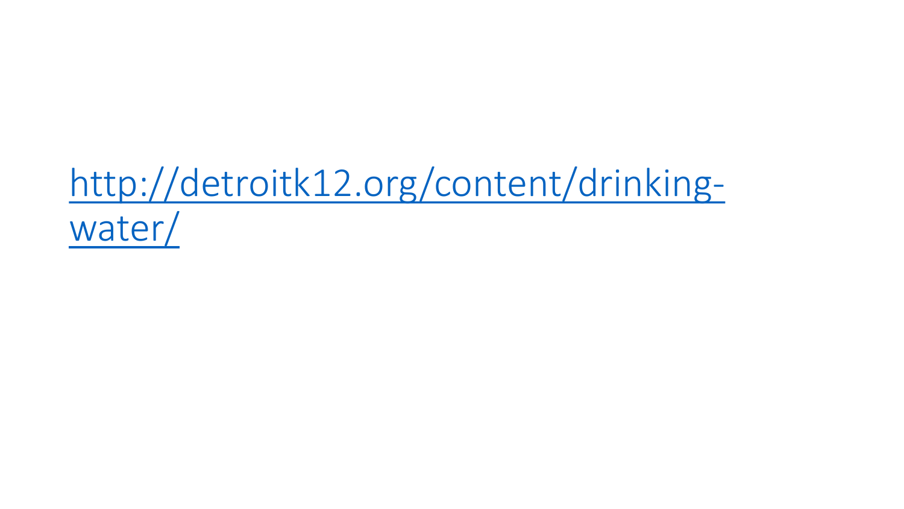http://detroitk12.org/content/drinking-water/